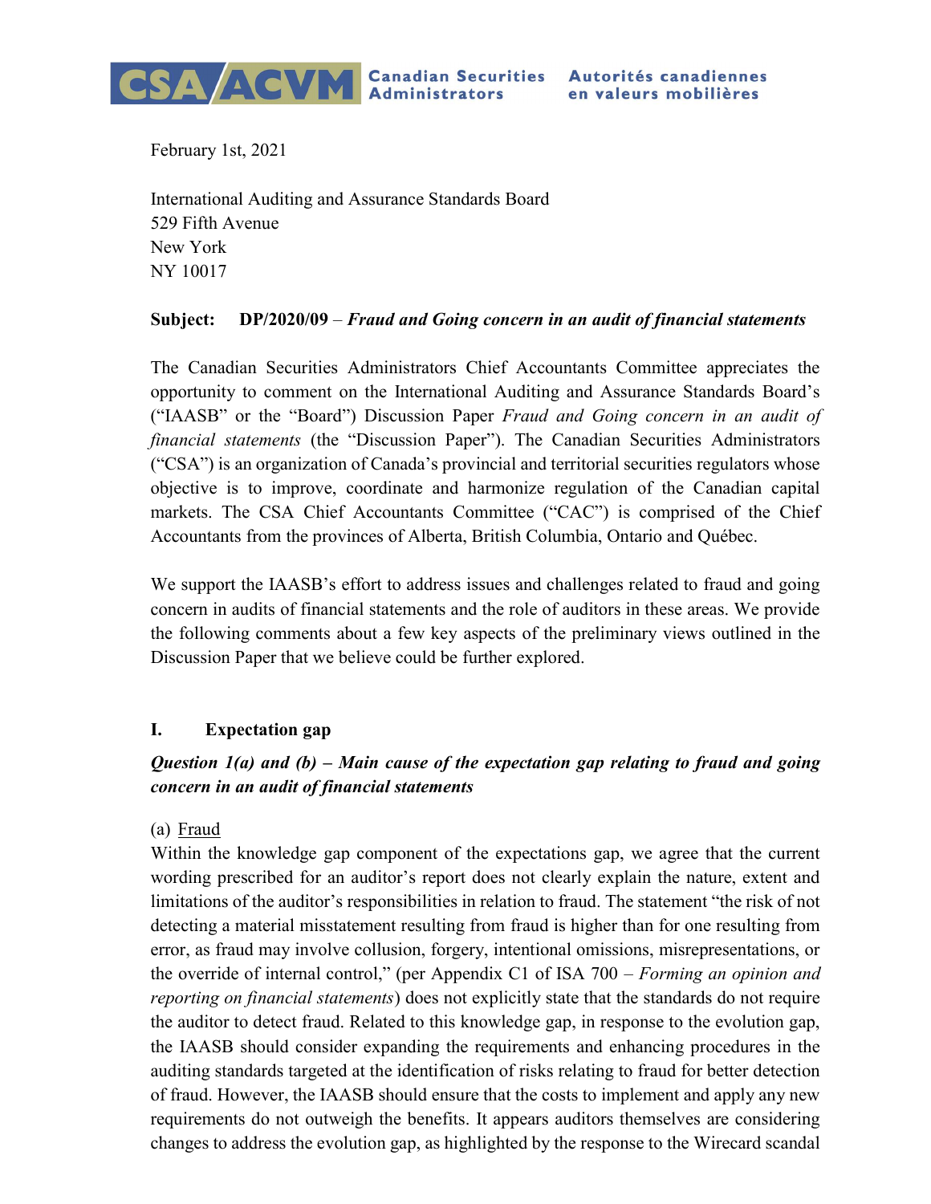CSA ACVM Canadian Securities Administrators Autorités canadiennes en valeurs mobilières

February 1st, 2021

International Auditing and Assurance Standards Board
529 Fifth Avenue
New York
NY 10017

**Subject: DP/2020/09 –** ***Fraud and Going concern in an audit of financial statements***

The Canadian Securities Administrators Chief Accountants Committee appreciates the opportunity to comment on the International Auditing and Assurance Standards Board's ("IAASB" or the "Board") Discussion Paper *Fraud and Going concern in an audit of financial statements* (the "Discussion Paper"). The Canadian Securities Administrators ("CSA") is an organization of Canada's provincial and territorial securities regulators whose objective is to improve, coordinate and harmonize regulation of the Canadian capital markets. The CSA Chief Accountants Committee ("CAC") is comprised of the Chief Accountants from the provinces of Alberta, British Columbia, Ontario and Québec.

We support the IAASB's effort to address issues and challenges related to fraud and going concern in audits of financial statements and the role of auditors in these areas. We provide the following comments about a few key aspects of the preliminary views outlined in the Discussion Paper that we believe could be further explored.

## I. Expectation gap

### *Question 1(a) and (b) – Main cause of the expectation gap relating to fraud and going concern in an audit of financial statements*

(a) Fraud

Within the knowledge gap component of the expectations gap, we agree that the current wording prescribed for an auditor's report does not clearly explain the nature, extent and limitations of the auditor's responsibilities in relation to fraud. The statement "the risk of not detecting a material misstatement resulting from fraud is higher than for one resulting from error, as fraud may involve collusion, forgery, intentional omissions, misrepresentations, or the override of internal control," (per Appendix C1 of ISA 700 – *Forming an opinion and reporting on financial statements*) does not explicitly state that the standards do not require the auditor to detect fraud. Related to this knowledge gap, in response to the evolution gap, the IAASB should consider expanding the requirements and enhancing procedures in the auditing standards targeted at the identification of risks relating to fraud for better detection of fraud. However, the IAASB should ensure that the costs to implement and apply any new requirements do not outweigh the benefits. It appears auditors themselves are considering changes to address the evolution gap, as highlighted by the response to the Wirecard scandal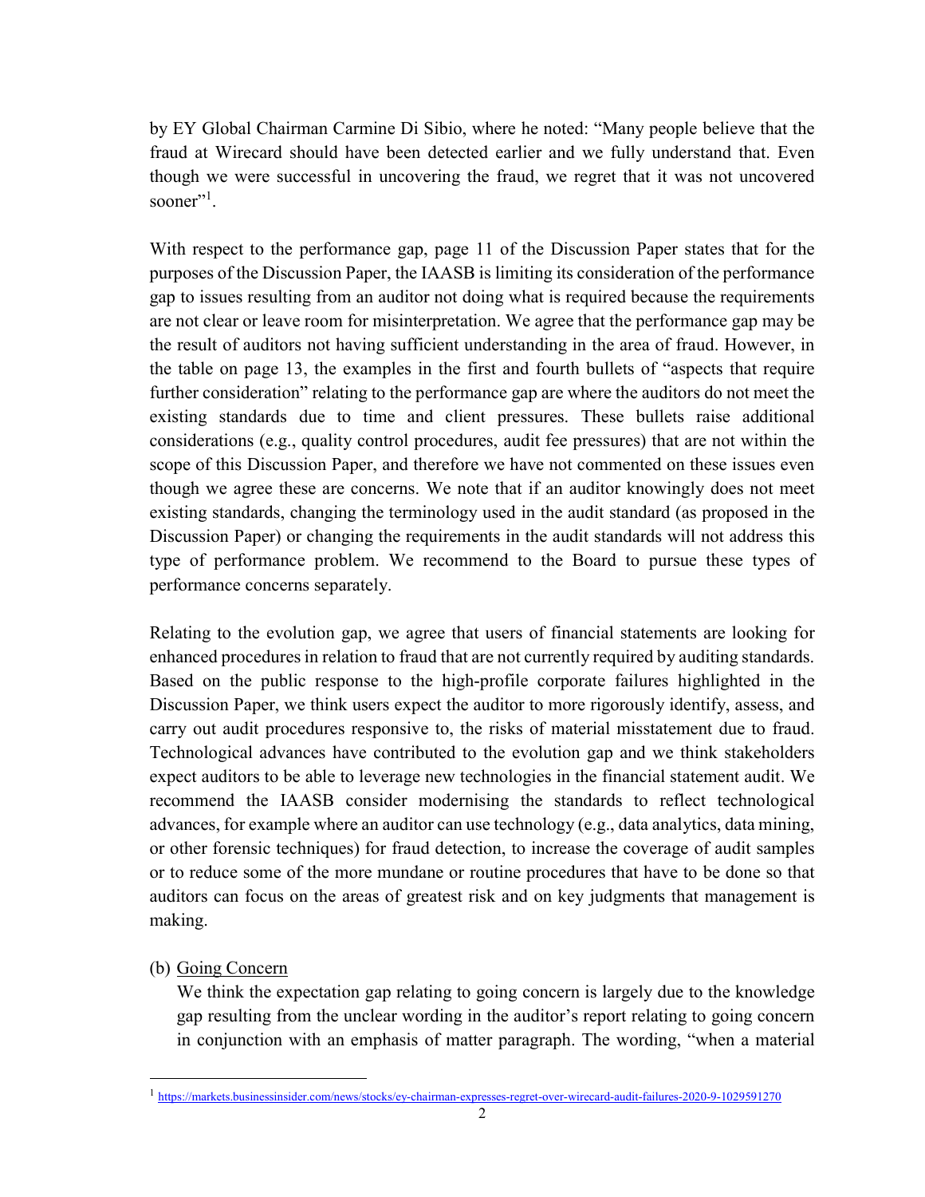by EY Global Chairman Carmine Di Sibio, where he noted: "Many people believe that the fraud at Wirecard should have been detected earlier and we fully understand that. Even though we were successful in uncovering the fraud, we regret that it was not uncovered sooner"[1].

With respect to the performance gap, page 11 of the Discussion Paper states that for the purposes of the Discussion Paper, the IAASB is limiting its consideration of the performance gap to issues resulting from an auditor not doing what is required because the requirements are not clear or leave room for misinterpretation. We agree that the performance gap may be the result of auditors not having sufficient understanding in the area of fraud. However, in the table on page 13, the examples in the first and fourth bullets of "aspects that require further consideration" relating to the performance gap are where the auditors do not meet the existing standards due to time and client pressures. These bullets raise additional considerations (e.g., quality control procedures, audit fee pressures) that are not within the scope of this Discussion Paper, and therefore we have not commented on these issues even though we agree these are concerns. We note that if an auditor knowingly does not meet existing standards, changing the terminology used in the audit standard (as proposed in the Discussion Paper) or changing the requirements in the audit standards will not address this type of performance problem. We recommend to the Board to pursue these types of performance concerns separately.

Relating to the evolution gap, we agree that users of financial statements are looking for enhanced procedures in relation to fraud that are not currently required by auditing standards. Based on the public response to the high-profile corporate failures highlighted in the Discussion Paper, we think users expect the auditor to more rigorously identify, assess, and carry out audit procedures responsive to, the risks of material misstatement due to fraud. Technological advances have contributed to the evolution gap and we think stakeholders expect auditors to be able to leverage new technologies in the financial statement audit. We recommend the IAASB consider modernising the standards to reflect technological advances, for example where an auditor can use technology (e.g., data analytics, data mining, or other forensic techniques) for fraud detection, to increase the coverage of audit samples or to reduce some of the more mundane or routine procedures that have to be done so that auditors can focus on the areas of greatest risk and on key judgments that management is making.

(b) Going Concern

We think the expectation gap relating to going concern is largely due to the knowledge gap resulting from the unclear wording in the auditor's report relating to going concern in conjunction with an emphasis of matter paragraph. The wording, "when a material

[1] https://markets.businessinsider.com/news/stocks/ey-chairman-expresses-regret-over-wirecard-audit-failures-2020-9-1029591270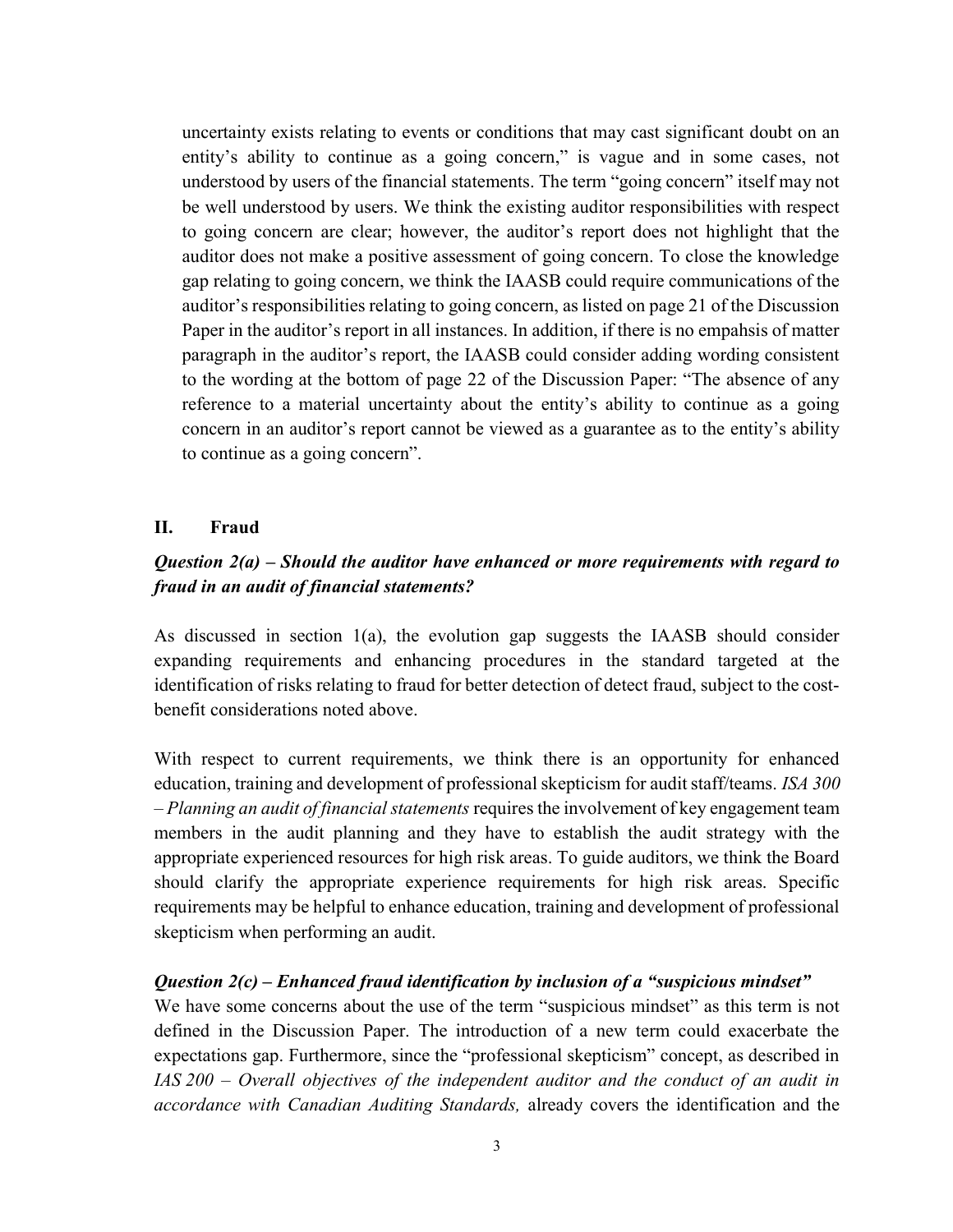uncertainty exists relating to events or conditions that may cast significant doubt on an entity's ability to continue as a going concern," is vague and in some cases, not understood by users of the financial statements. The term "going concern" itself may not be well understood by users. We think the existing auditor responsibilities with respect to going concern are clear; however, the auditor's report does not highlight that the auditor does not make a positive assessment of going concern. To close the knowledge gap relating to going concern, we think the IAASB could require communications of the auditor's responsibilities relating to going concern, as listed on page 21 of the Discussion Paper in the auditor's report in all instances. In addition, if there is no empahsis of matter paragraph in the auditor's report, the IAASB could consider adding wording consistent to the wording at the bottom of page 22 of the Discussion Paper: "The absence of any reference to a material uncertainty about the entity's ability to continue as a going concern in an auditor's report cannot be viewed as a guarantee as to the entity's ability to continue as a going concern".

## II. Fraud

### *Question 2(a) – Should the auditor have enhanced or more requirements with regard to fraud in an audit of financial statements?*

As discussed in section 1(a), the evolution gap suggests the IAASB should consider expanding requirements and enhancing procedures in the standard targeted at the identification of risks relating to fraud for better detection of detect fraud, subject to the cost-benefit considerations noted above.

With respect to current requirements, we think there is an opportunity for enhanced education, training and development of professional skepticism for audit staff/teams. *ISA 300 – Planning an audit of financial statements* requires the involvement of key engagement team members in the audit planning and they have to establish the audit strategy with the appropriate experienced resources for high risk areas. To guide auditors, we think the Board should clarify the appropriate experience requirements for high risk areas. Specific requirements may be helpful to enhance education, training and development of professional skepticism when performing an audit.

### *Question 2(c) – Enhanced fraud identification by inclusion of a "suspicious mindset"*

We have some concerns about the use of the term "suspicious mindset" as this term is not defined in the Discussion Paper. The introduction of a new term could exacerbate the expectations gap. Furthermore, since the "professional skepticism" concept, as described in *IAS 200 – Overall objectives of the independent auditor and the conduct of an audit in accordance with Canadian Auditing Standards,* already covers the identification and the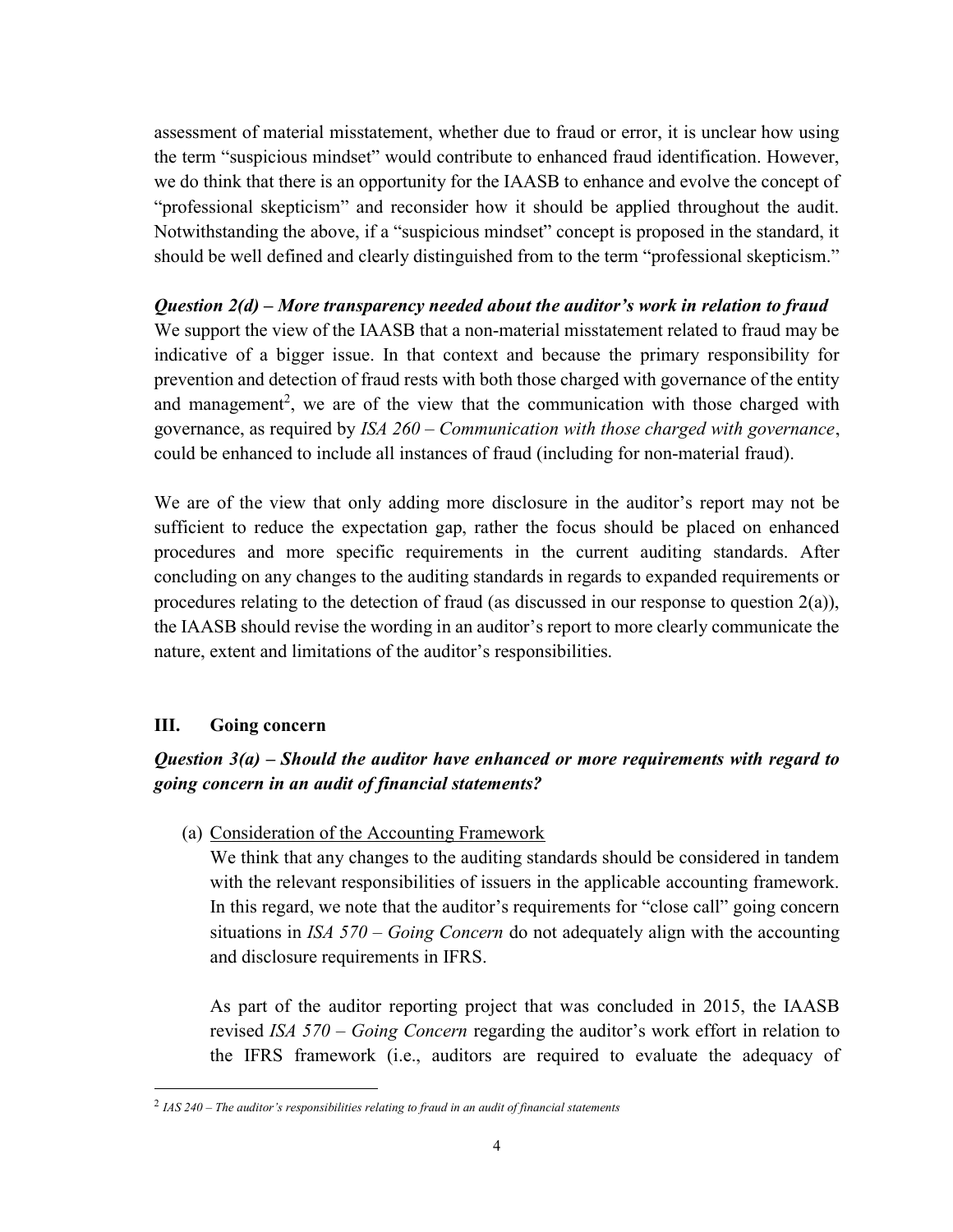assessment of material misstatement, whether due to fraud or error, it is unclear how using the term "suspicious mindset" would contribute to enhanced fraud identification. However, we do think that there is an opportunity for the IAASB to enhance and evolve the concept of "professional skepticism" and reconsider how it should be applied throughout the audit. Notwithstanding the above, if a "suspicious mindset" concept is proposed in the standard, it should be well defined and clearly distinguished from to the term "professional skepticism."

***Question 2(d) – More transparency needed about the auditor's work in relation to fraud***

We support the view of the IAASB that a non-material misstatement related to fraud may be indicative of a bigger issue. In that context and because the primary responsibility for prevention and detection of fraud rests with both those charged with governance of the entity and management[2], we are of the view that the communication with those charged with governance, as required by *ISA 260 – Communication with those charged with governance*, could be enhanced to include all instances of fraud (including for non-material fraud).

We are of the view that only adding more disclosure in the auditor's report may not be sufficient to reduce the expectation gap, rather the focus should be placed on enhanced procedures and more specific requirements in the current auditing standards. After concluding on any changes to the auditing standards in regards to expanded requirements or procedures relating to the detection of fraud (as discussed in our response to question 2(a)), the IAASB should revise the wording in an auditor's report to more clearly communicate the nature, extent and limitations of the auditor's responsibilities.

## III. Going concern

***Question 3(a) – Should the auditor have enhanced or more requirements with regard to going concern in an audit of financial statements?***

(a) <u>Consideration of the Accounting Framework</u>

We think that any changes to the auditing standards should be considered in tandem with the relevant responsibilities of issuers in the applicable accounting framework. In this regard, we note that the auditor's requirements for "close call" going concern situations in *ISA 570 – Going Concern* do not adequately align with the accounting and disclosure requirements in IFRS.

As part of the auditor reporting project that was concluded in 2015, the IAASB revised *ISA 570 – Going Concern* regarding the auditor's work effort in relation to the IFRS framework (i.e., auditors are required to evaluate the adequacy of

---

[2] *IAS 240 – The auditor's responsibilities relating to fraud in an audit of financial statements*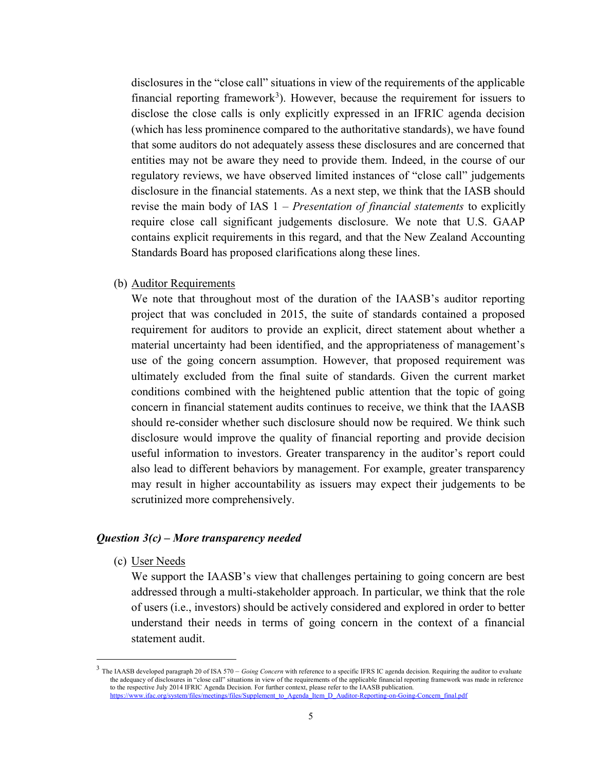disclosures in the "close call" situations in view of the requirements of the applicable financial reporting framework[3]). However, because the requirement for issuers to disclose the close calls is only explicitly expressed in an IFRIC agenda decision (which has less prominence compared to the authoritative standards), we have found that some auditors do not adequately assess these disclosures and are concerned that entities may not be aware they need to provide them. Indeed, in the course of our regulatory reviews, we have observed limited instances of "close call" judgements disclosure in the financial statements. As a next step, we think that the IASB should revise the main body of IAS 1 – *Presentation of financial statements* to explicitly require close call significant judgements disclosure. We note that U.S. GAAP contains explicit requirements in this regard, and that the New Zealand Accounting Standards Board has proposed clarifications along these lines.

(b) Auditor Requirements

We note that throughout most of the duration of the IAASB's auditor reporting project that was concluded in 2015, the suite of standards contained a proposed requirement for auditors to provide an explicit, direct statement about whether a material uncertainty had been identified, and the appropriateness of management's use of the going concern assumption. However, that proposed requirement was ultimately excluded from the final suite of standards. Given the current market conditions combined with the heightened public attention that the topic of going concern in financial statement audits continues to receive, we think that the IAASB should re-consider whether such disclosure should now be required. We think such disclosure would improve the quality of financial reporting and provide decision useful information to investors. Greater transparency in the auditor's report could also lead to different behaviors by management. For example, greater transparency may result in higher accountability as issuers may expect their judgements to be scrutinized more comprehensively.

### *Question 3(c) – More transparency needed*

(c) User Needs

We support the IAASB's view that challenges pertaining to going concern are best addressed through a multi-stakeholder approach. In particular, we think that the role of users (i.e., investors) should be actively considered and explored in order to better understand their needs in terms of going concern in the context of a financial statement audit.

---

[3] The IAASB developed paragraph 20 of ISA 570 – *Going Concern* with reference to a specific IFRS IC agenda decision. Requiring the auditor to evaluate the adequacy of disclosures in "close call" situations in view of the requirements of the applicable financial reporting framework was made in reference to the respective July 2014 IFRIC Agenda Decision. For further context, please refer to the IAASB publication. https://www.ifac.org/system/files/meetings/files/Supplement_to_Agenda_Item_D_Auditor-Reporting-on-Going-Concern_final.pdf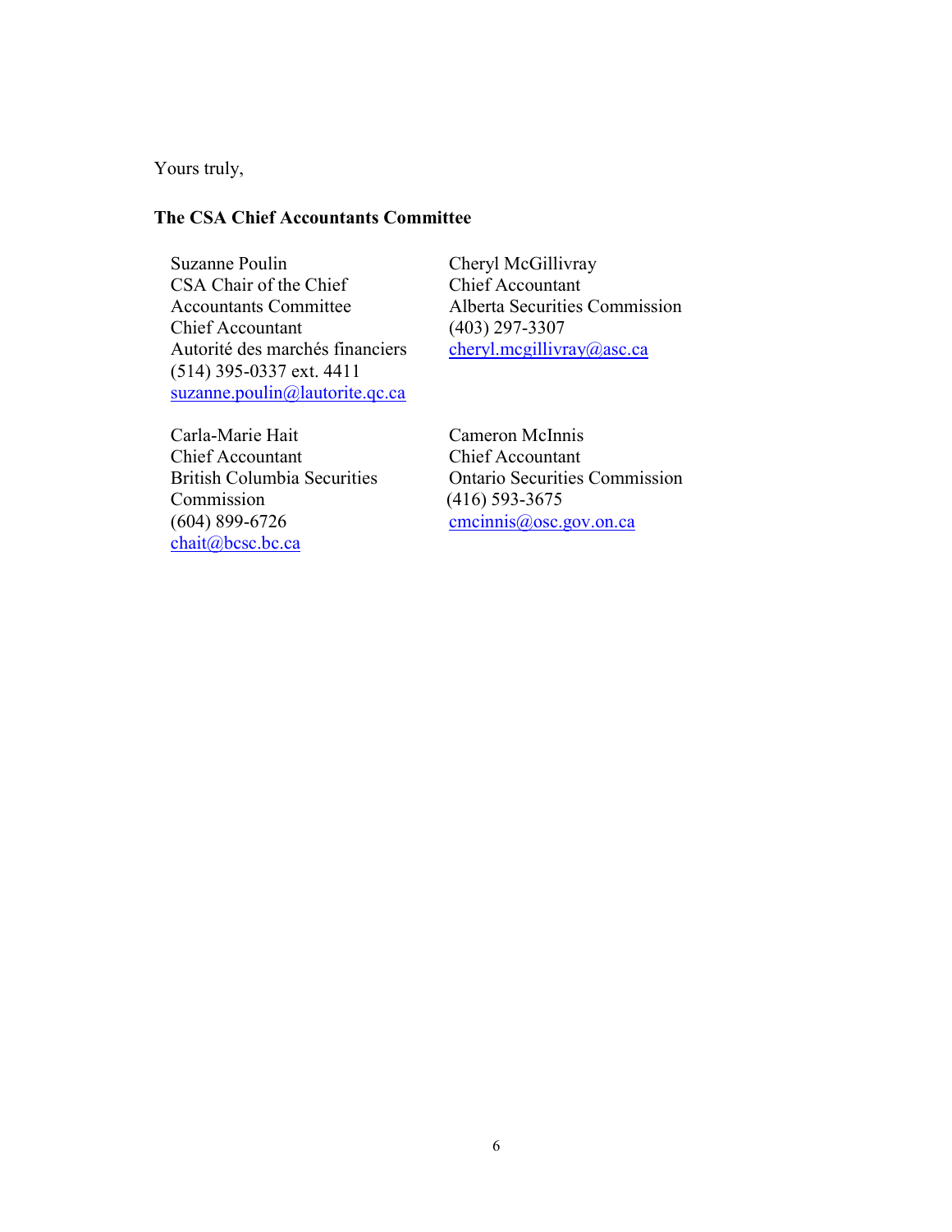Yours truly,

**The CSA Chief Accountants Committee**

Suzanne Poulin
CSA Chair of the Chief Accountants Committee
Chief Accountant
Autorité des marchés financiers
(514) 395-0337 ext. 4411
suzanne.poulin@lautorite.qc.ca

Cheryl McGillivray
Chief Accountant
Alberta Securities Commission
(403) 297-3307
cheryl.mcgillivray@asc.ca

Carla-Marie Hait
Chief Accountant
British Columbia Securities Commission
(604) 899-6726
chait@bcsc.bc.ca

Cameron McInnis
Chief Accountant
Ontario Securities Commission
(416) 593-3675
cmcinnis@osc.gov.on.ca